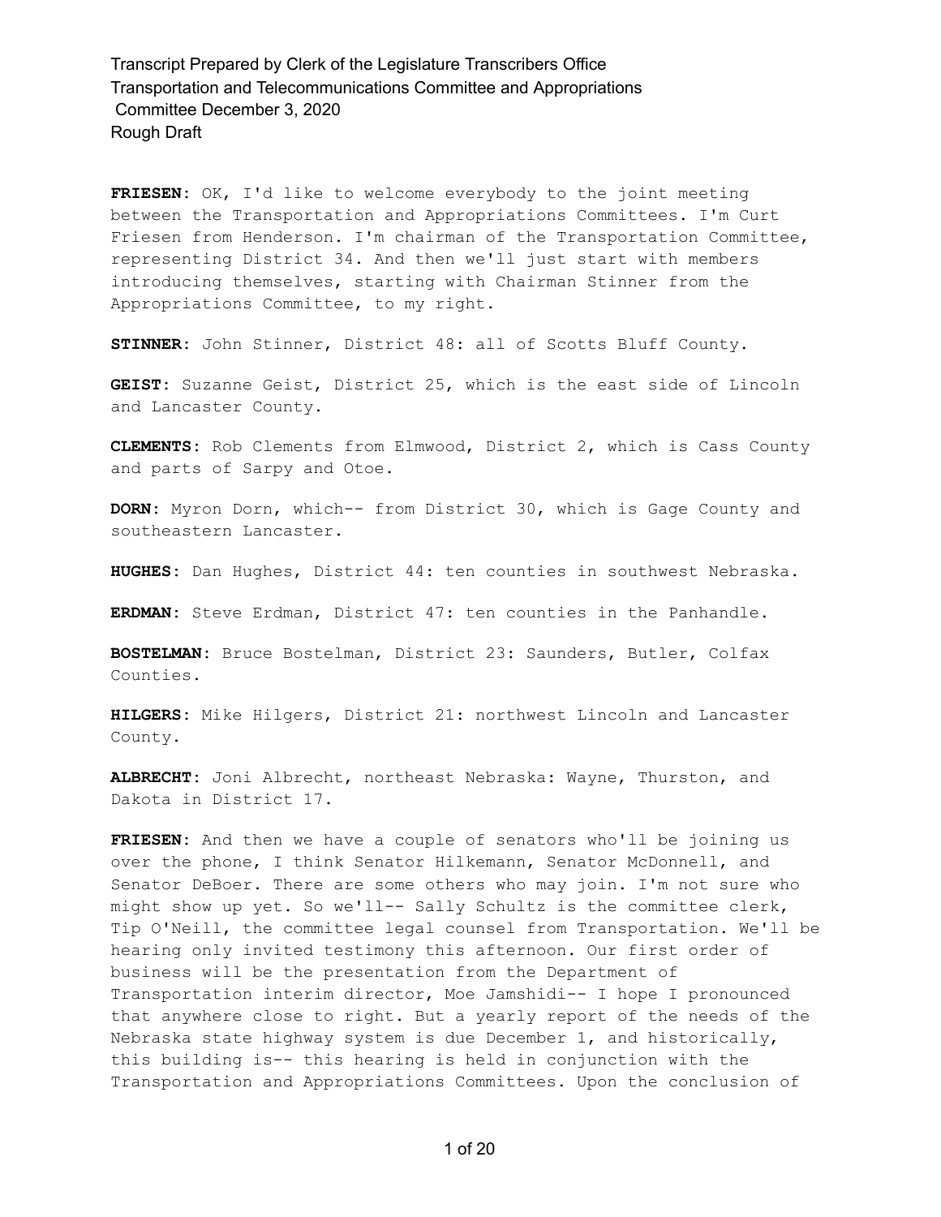**FRIESEN:** OK, I'd like to welcome everybody to the joint meeting between the Transportation and Appropriations Committees. I'm Curt Friesen from Henderson. I'm chairman of the Transportation Committee, representing District 34. And then we'll just start with members introducing themselves, starting with Chairman Stinner from the Appropriations Committee, to my right.

**STINNER:** John Stinner, District 48: all of Scotts Bluff County.

**GEIST:** Suzanne Geist, District 25, which is the east side of Lincoln and Lancaster County.

**CLEMENTS:** Rob Clements from Elmwood, District 2, which is Cass County and parts of Sarpy and Otoe.

**DORN:** Myron Dorn, which-- from District 30, which is Gage County and southeastern Lancaster.

**HUGHES:** Dan Hughes, District 44: ten counties in southwest Nebraska.

**ERDMAN:** Steve Erdman, District 47: ten counties in the Panhandle.

**BOSTELMAN:** Bruce Bostelman, District 23: Saunders, Butler, Colfax Counties.

**HILGERS:** Mike Hilgers, District 21: northwest Lincoln and Lancaster County.

**ALBRECHT:** Joni Albrecht, northeast Nebraska: Wayne, Thurston, and Dakota in District 17.

**FRIESEN:** And then we have a couple of senators who'll be joining us over the phone, I think Senator Hilkemann, Senator McDonnell, and Senator DeBoer. There are some others who may join. I'm not sure who might show up yet. So we'll-- Sally Schultz is the committee clerk, Tip O'Neill, the committee legal counsel from Transportation. We'll be hearing only invited testimony this afternoon. Our first order of business will be the presentation from the Department of Transportation interim director, Moe Jamshidi-- I hope I pronounced that anywhere close to right. But a yearly report of the needs of the Nebraska state highway system is due December 1, and historically, this building is-- this hearing is held in conjunction with the Transportation and Appropriations Committees. Upon the conclusion of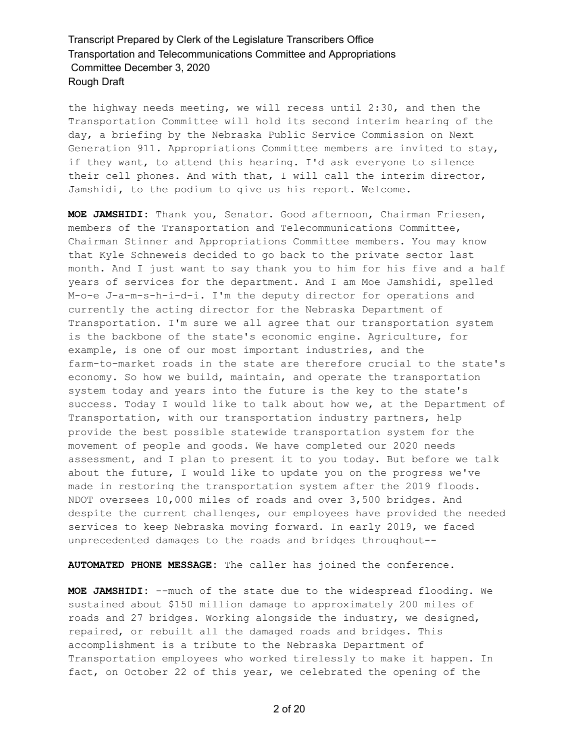the highway needs meeting, we will recess until 2:30, and then the Transportation Committee will hold its second interim hearing of the day, a briefing by the Nebraska Public Service Commission on Next Generation 911. Appropriations Committee members are invited to stay, if they want, to attend this hearing. I'd ask everyone to silence their cell phones. And with that, I will call the interim director, Jamshidi, to the podium to give us his report. Welcome.

**MOE JAMSHIDI:** Thank you, Senator. Good afternoon, Chairman Friesen, members of the Transportation and Telecommunications Committee, Chairman Stinner and Appropriations Committee members. You may know that Kyle Schneweis decided to go back to the private sector last month. And I just want to say thank you to him for his five and a half years of services for the department. And I am Moe Jamshidi, spelled M-o-e J-a-m-s-h-i-d-i. I'm the deputy director for operations and currently the acting director for the Nebraska Department of Transportation. I'm sure we all agree that our transportation system is the backbone of the state's economic engine. Agriculture, for example, is one of our most important industries, and the farm-to-market roads in the state are therefore crucial to the state's economy. So how we build, maintain, and operate the transportation system today and years into the future is the key to the state's success. Today I would like to talk about how we, at the Department of Transportation, with our transportation industry partners, help provide the best possible statewide transportation system for the movement of people and goods. We have completed our 2020 needs assessment, and I plan to present it to you today. But before we talk about the future, I would like to update you on the progress we've made in restoring the transportation system after the 2019 floods. NDOT oversees 10,000 miles of roads and over 3,500 bridges. And despite the current challenges, our employees have provided the needed services to keep Nebraska moving forward. In early 2019, we faced unprecedented damages to the roads and bridges throughout--

**AUTOMATED PHONE MESSAGE:** The caller has joined the conference.

**MOE JAMSHIDI:** --much of the state due to the widespread flooding. We sustained about $150 million damage to approximately 200 miles of roads and 27 bridges. Working alongside the industry, we designed, repaired, or rebuilt all the damaged roads and bridges. This accomplishment is a tribute to the Nebraska Department of Transportation employees who worked tirelessly to make it happen. In fact, on October 22 of this year, we celebrated the opening of the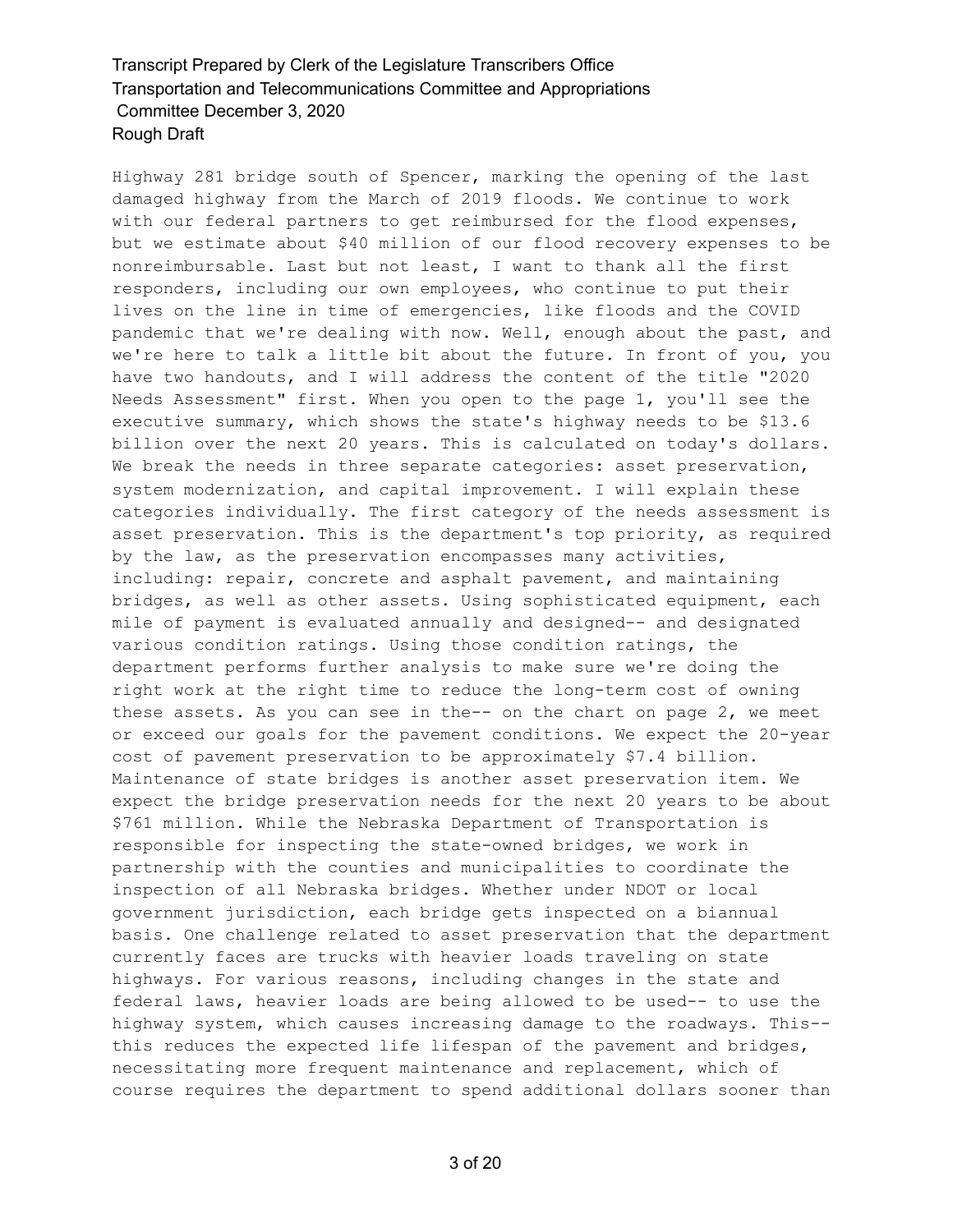Highway 281 bridge south of Spencer, marking the opening of the last damaged highway from the March of 2019 floods. We continue to work with our federal partners to get reimbursed for the flood expenses, but we estimate about $40 million of our flood recovery expenses to be nonreimbursable. Last but not least, I want to thank all the first responders, including our own employees, who continue to put their lives on the line in time of emergencies, like floods and the COVID pandemic that we're dealing with now. Well, enough about the past, and we're here to talk a little bit about the future. In front of you, you have two handouts, and I will address the content of the title "2020 Needs Assessment" first. When you open to the page 1, you'll see the executive summary, which shows the state's highway needs to be $13.6 billion over the next 20 years. This is calculated on today's dollars. We break the needs in three separate categories: asset preservation, system modernization, and capital improvement. I will explain these categories individually. The first category of the needs assessment is asset preservation. This is the department's top priority, as required by the law, as the preservation encompasses many activities, including: repair, concrete and asphalt pavement, and maintaining bridges, as well as other assets. Using sophisticated equipment, each mile of payment is evaluated annually and designed-- and designated various condition ratings. Using those condition ratings, the department performs further analysis to make sure we're doing the right work at the right time to reduce the long-term cost of owning these assets. As you can see in the-- on the chart on page 2, we meet or exceed our goals for the pavement conditions. We expect the 20-year cost of pavement preservation to be approximately $7.4 billion. Maintenance of state bridges is another asset preservation item. We expect the bridge preservation needs for the next 20 years to be about $761 million. While the Nebraska Department of Transportation is responsible for inspecting the state-owned bridges, we work in partnership with the counties and municipalities to coordinate the inspection of all Nebraska bridges. Whether under NDOT or local government jurisdiction, each bridge gets inspected on a biannual basis. One challenge related to asset preservation that the department currently faces are trucks with heavier loads traveling on state highways. For various reasons, including changes in the state and federal laws, heavier loads are being allowed to be used-- to use the highway system, which causes increasing damage to the roadways. This-- this reduces the expected life lifespan of the pavement and bridges, necessitating more frequent maintenance and replacement, which of course requires the department to spend additional dollars sooner than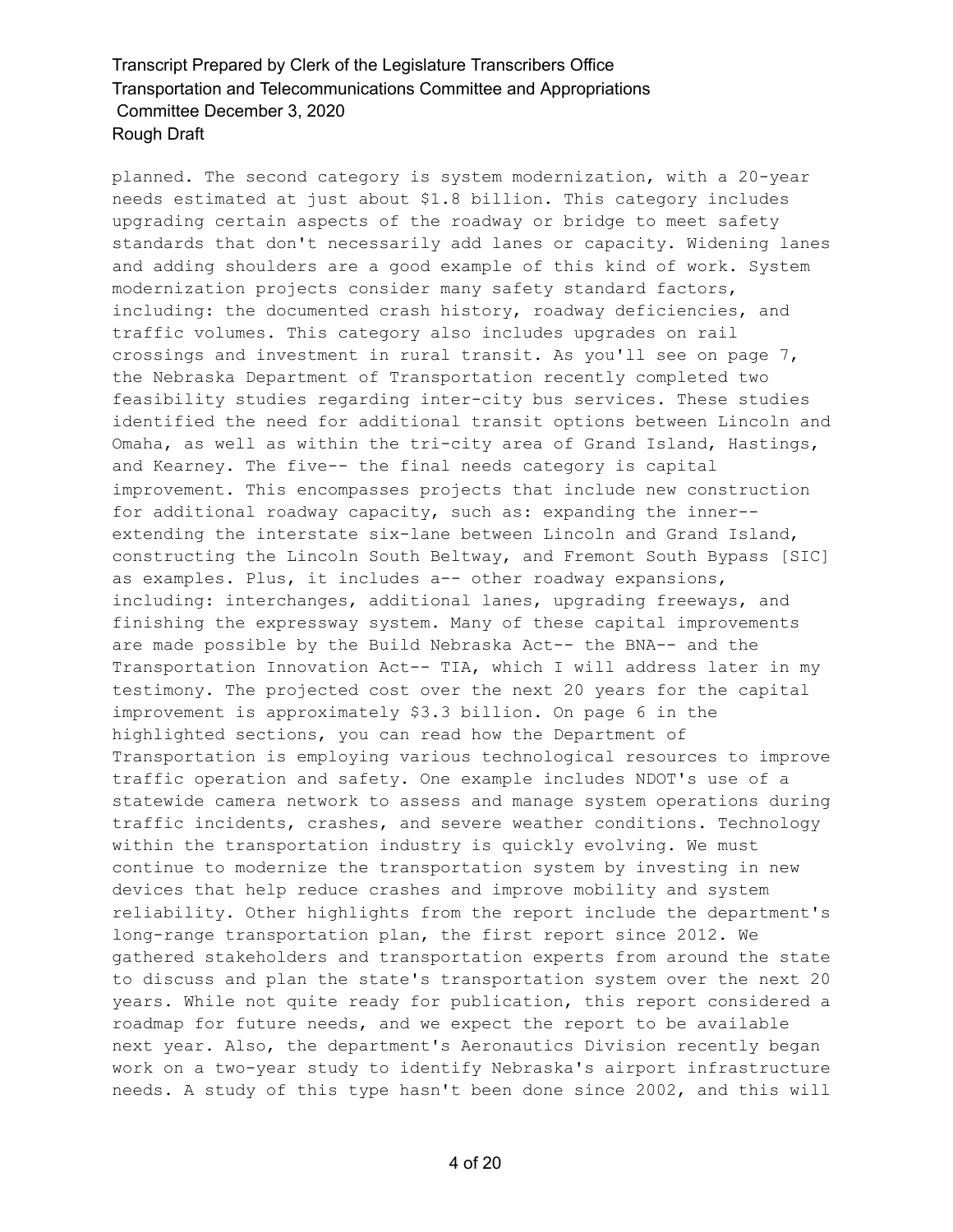planned. The second category is system modernization, with a 20-year needs estimated at just about $1.8 billion. This category includes upgrading certain aspects of the roadway or bridge to meet safety standards that don't necessarily add lanes or capacity. Widening lanes and adding shoulders are a good example of this kind of work. System modernization projects consider many safety standard factors, including: the documented crash history, roadway deficiencies, and traffic volumes. This category also includes upgrades on rail crossings and investment in rural transit. As you'll see on page 7, the Nebraska Department of Transportation recently completed two feasibility studies regarding inter-city bus services. These studies identified the need for additional transit options between Lincoln and Omaha, as well as within the tri-city area of Grand Island, Hastings, and Kearney. The five-- the final needs category is capital improvement. This encompasses projects that include new construction for additional roadway capacity, such as: expanding the inner-- extending the interstate six-lane between Lincoln and Grand Island, constructing the Lincoln South Beltway, and Fremont South Bypass [SIC] as examples. Plus, it includes a-- other roadway expansions, including: interchanges, additional lanes, upgrading freeways, and finishing the expressway system. Many of these capital improvements are made possible by the Build Nebraska Act-- the BNA-- and the Transportation Innovation Act-- TIA, which I will address later in my testimony. The projected cost over the next 20 years for the capital improvement is approximately $3.3 billion. On page 6 in the highlighted sections, you can read how the Department of Transportation is employing various technological resources to improve traffic operation and safety. One example includes NDOT's use of a statewide camera network to assess and manage system operations during traffic incidents, crashes, and severe weather conditions. Technology within the transportation industry is quickly evolving. We must continue to modernize the transportation system by investing in new devices that help reduce crashes and improve mobility and system reliability. Other highlights from the report include the department's long-range transportation plan, the first report since 2012. We gathered stakeholders and transportation experts from around the state to discuss and plan the state's transportation system over the next 20 years. While not quite ready for publication, this report considered a roadmap for future needs, and we expect the report to be available next year. Also, the department's Aeronautics Division recently began work on a two-year study to identify Nebraska's airport infrastructure needs. A study of this type hasn't been done since 2002, and this will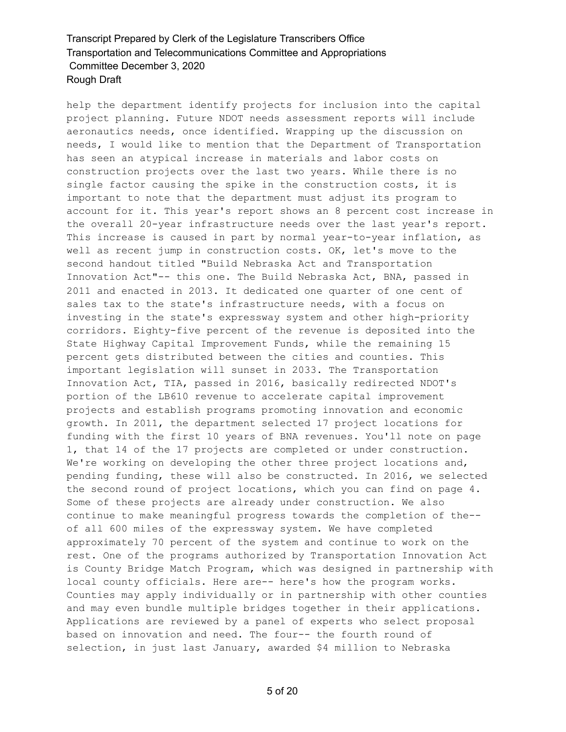help the department identify projects for inclusion into the capital project planning. Future NDOT needs assessment reports will include aeronautics needs, once identified. Wrapping up the discussion on needs, I would like to mention that the Department of Transportation has seen an atypical increase in materials and labor costs on construction projects over the last two years. While there is no single factor causing the spike in the construction costs, it is important to note that the department must adjust its program to account for it. This year's report shows an 8 percent cost increase in the overall 20-year infrastructure needs over the last year's report. This increase is caused in part by normal year-to-year inflation, as well as recent jump in construction costs. OK, let's move to the second handout titled "Build Nebraska Act and Transportation Innovation Act"-- this one. The Build Nebraska Act, BNA, passed in 2011 and enacted in 2013. It dedicated one quarter of one cent of sales tax to the state's infrastructure needs, with a focus on investing in the state's expressway system and other high-priority corridors. Eighty-five percent of the revenue is deposited into the State Highway Capital Improvement Funds, while the remaining 15 percent gets distributed between the cities and counties. This important legislation will sunset in 2033. The Transportation Innovation Act, TIA, passed in 2016, basically redirected NDOT's portion of the LB610 revenue to accelerate capital improvement projects and establish programs promoting innovation and economic growth. In 2011, the department selected 17 project locations for funding with the first 10 years of BNA revenues. You'll note on page 1, that 14 of the 17 projects are completed or under construction. We're working on developing the other three project locations and, pending funding, these will also be constructed. In 2016, we selected the second round of project locations, which you can find on page 4. Some of these projects are already under construction. We also continue to make meaningful progress towards the completion of the-- of all 600 miles of the expressway system. We have completed approximately 70 percent of the system and continue to work on the rest. One of the programs authorized by Transportation Innovation Act is County Bridge Match Program, which was designed in partnership with local county officials. Here are-- here's how the program works. Counties may apply individually or in partnership with other counties and may even bundle multiple bridges together in their applications. Applications are reviewed by a panel of experts who select proposal based on innovation and need. The four-- the fourth round of selection, in just last January, awarded $4 million to Nebraska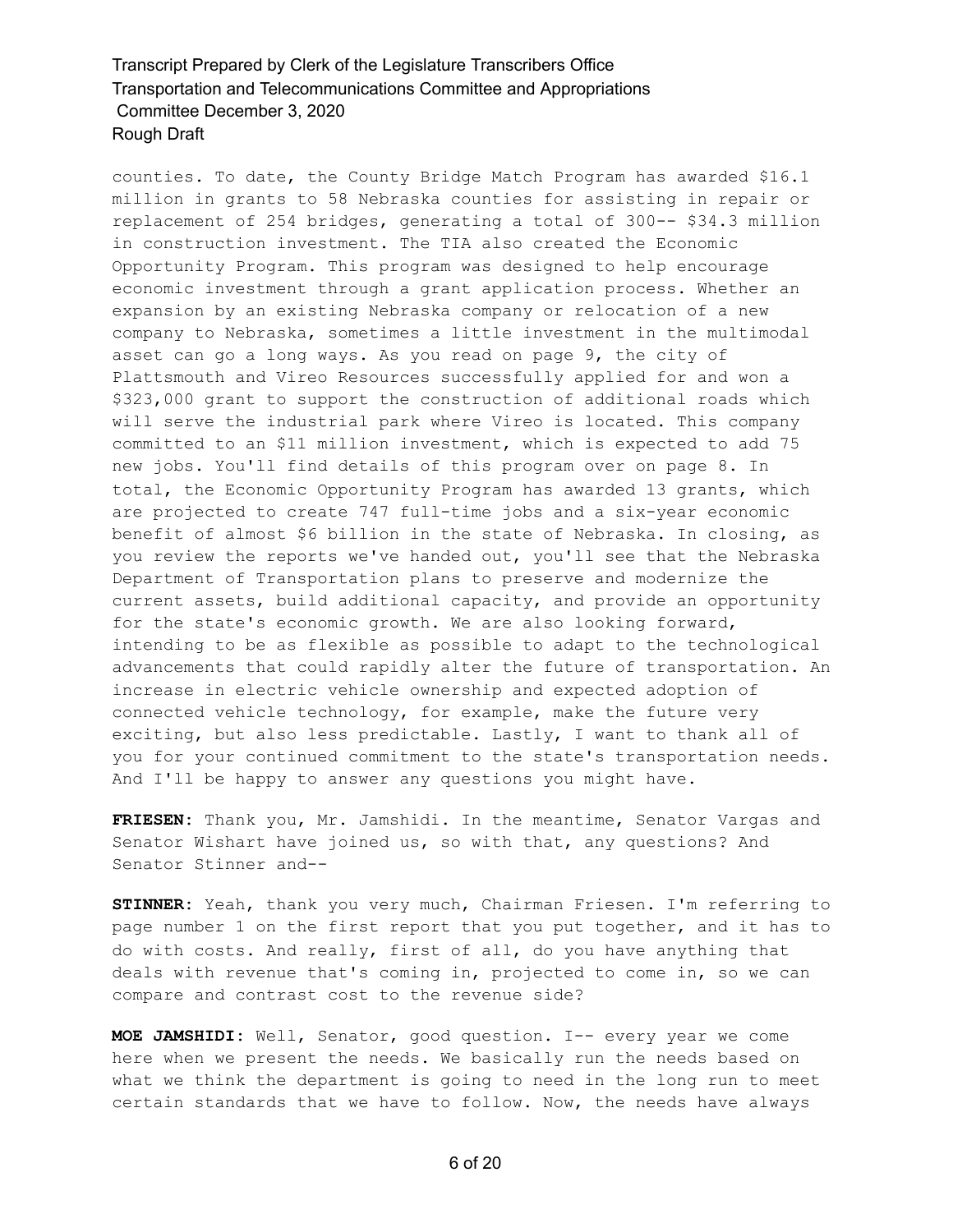counties. To date, the County Bridge Match Program has awarded $16.1 million in grants to 58 Nebraska counties for assisting in repair or replacement of 254 bridges, generating a total of 300-- $34.3 million in construction investment. The TIA also created the Economic Opportunity Program. This program was designed to help encourage economic investment through a grant application process. Whether an expansion by an existing Nebraska company or relocation of a new company to Nebraska, sometimes a little investment in the multimodal asset can go a long ways. As you read on page 9, the city of Plattsmouth and Vireo Resources successfully applied for and won a $323,000 grant to support the construction of additional roads which will serve the industrial park where Vireo is located. This company committed to an $11 million investment, which is expected to add 75 new jobs. You'll find details of this program over on page 8. In total, the Economic Opportunity Program has awarded 13 grants, which are projected to create 747 full-time jobs and a six-year economic benefit of almost $6 billion in the state of Nebraska. In closing, as you review the reports we've handed out, you'll see that the Nebraska Department of Transportation plans to preserve and modernize the current assets, build additional capacity, and provide an opportunity for the state's economic growth. We are also looking forward, intending to be as flexible as possible to adapt to the technological advancements that could rapidly alter the future of transportation. An increase in electric vehicle ownership and expected adoption of connected vehicle technology, for example, make the future very exciting, but also less predictable. Lastly, I want to thank all of you for your continued commitment to the state's transportation needs. And I'll be happy to answer any questions you might have.

**FRIESEN:** Thank you, Mr. Jamshidi. In the meantime, Senator Vargas and Senator Wishart have joined us, so with that, any questions? And Senator Stinner and--

**STINNER:** Yeah, thank you very much, Chairman Friesen. I'm referring to page number 1 on the first report that you put together, and it has to do with costs. And really, first of all, do you have anything that deals with revenue that's coming in, projected to come in, so we can compare and contrast cost to the revenue side?

**MOE JAMSHIDI:** Well, Senator, good question. I-- every year we come here when we present the needs. We basically run the needs based on what we think the department is going to need in the long run to meet certain standards that we have to follow. Now, the needs have always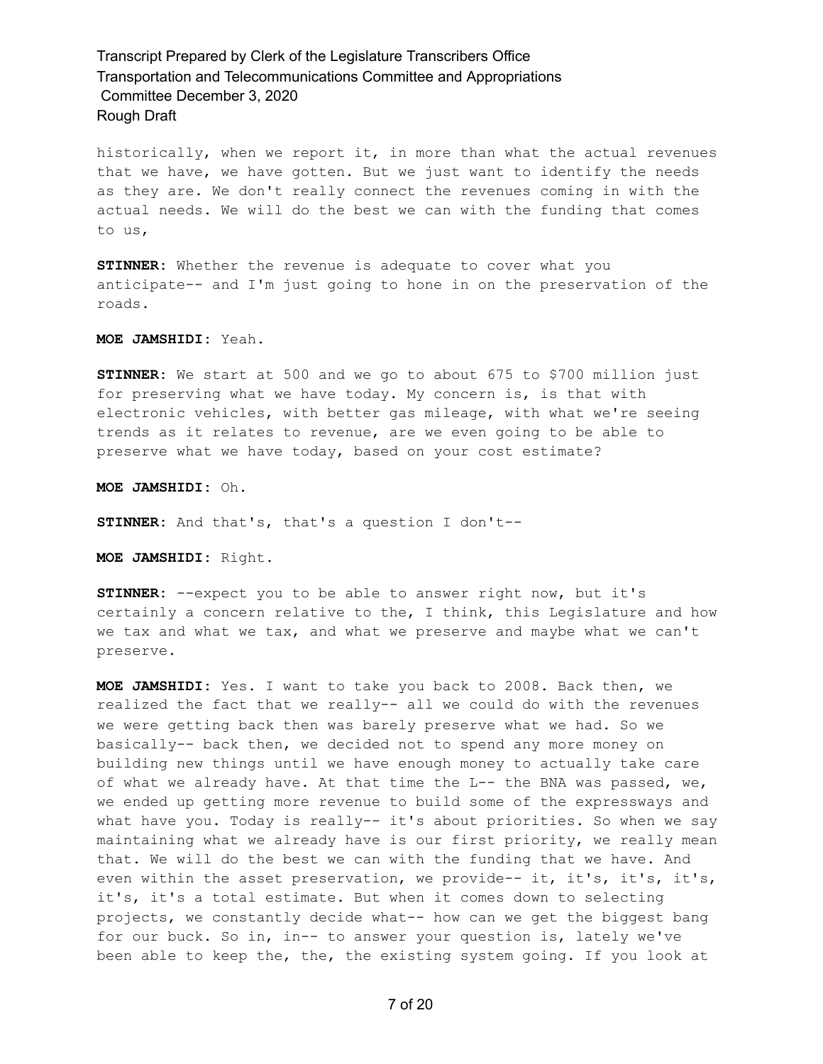historically, when we report it, in more than what the actual revenues that we have, we have gotten. But we just want to identify the needs as they are. We don't really connect the revenues coming in with the actual needs. We will do the best we can with the funding that comes to us,

**STINNER:** Whether the revenue is adequate to cover what you anticipate-- and I'm just going to hone in on the preservation of the roads.

**MOE JAMSHIDI:** Yeah.

**STINNER:** We start at 500 and we go to about 675 to $700 million just for preserving what we have today. My concern is, is that with electronic vehicles, with better gas mileage, with what we're seeing trends as it relates to revenue, are we even going to be able to preserve what we have today, based on your cost estimate?

**MOE JAMSHIDI:** Oh.

**STINNER:** And that's, that's a question I don't--

**MOE JAMSHIDI:** Right.

**STINNER:** --expect you to be able to answer right now, but it's certainly a concern relative to the, I think, this Legislature and how we tax and what we tax, and what we preserve and maybe what we can't preserve.

**MOE JAMSHIDI:** Yes. I want to take you back to 2008. Back then, we realized the fact that we really-- all we could do with the revenues we were getting back then was barely preserve what we had. So we basically-- back then, we decided not to spend any more money on building new things until we have enough money to actually take care of what we already have. At that time the L-- the BNA was passed, we, we ended up getting more revenue to build some of the expressways and what have you. Today is really-- it's about priorities. So when we say maintaining what we already have is our first priority, we really mean that. We will do the best we can with the funding that we have. And even within the asset preservation, we provide-- it, it's, it's, it's, it's, it's a total estimate. But when it comes down to selecting projects, we constantly decide what-- how can we get the biggest bang for our buck. So in, in-- to answer your question is, lately we've been able to keep the, the, the existing system going. If you look at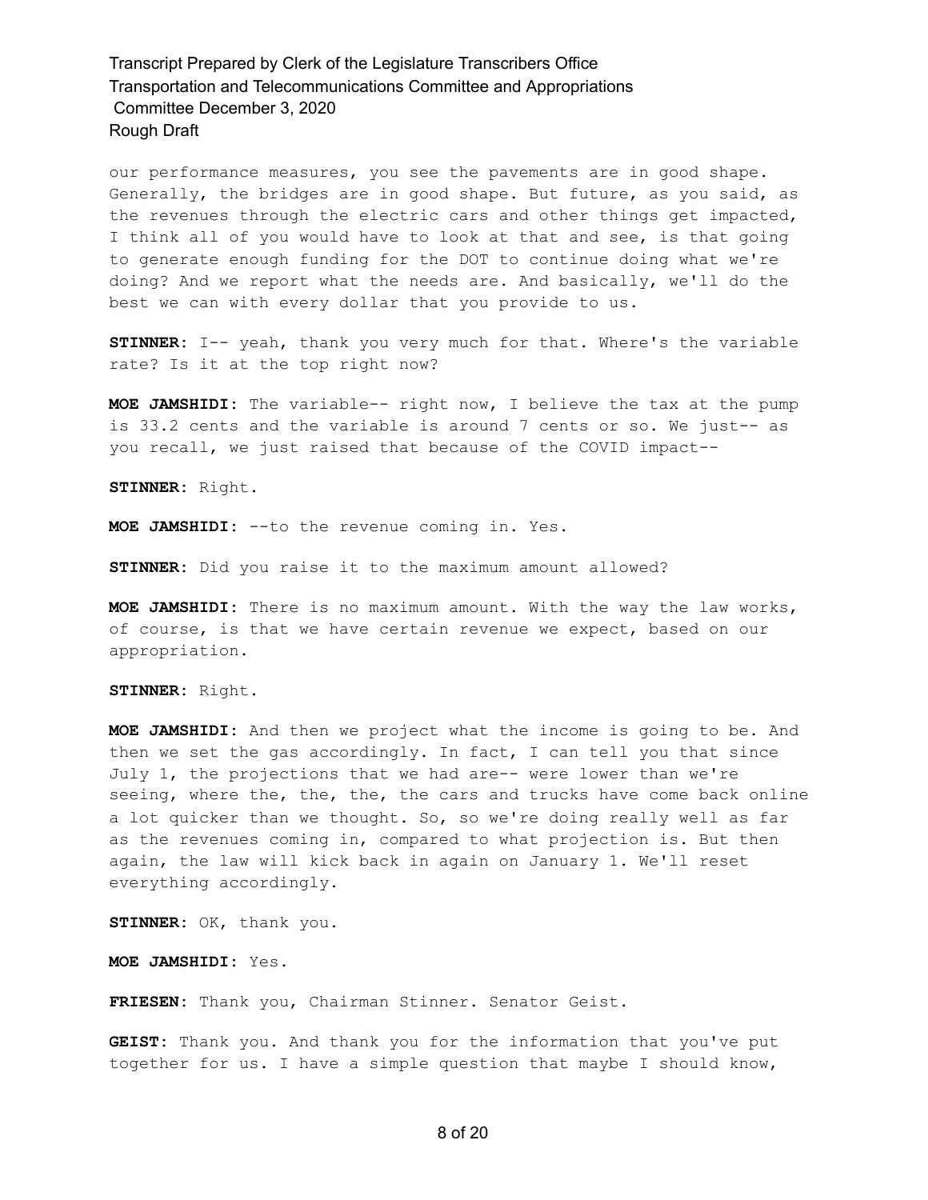our performance measures, you see the pavements are in good shape. Generally, the bridges are in good shape. But future, as you said, as the revenues through the electric cars and other things get impacted, I think all of you would have to look at that and see, is that going to generate enough funding for the DOT to continue doing what we're doing? And we report what the needs are. And basically, we'll do the best we can with every dollar that you provide to us.

**STINNER:** I-- yeah, thank you very much for that. Where's the variable rate? Is it at the top right now?

**MOE JAMSHIDI:** The variable-- right now, I believe the tax at the pump is 33.2 cents and the variable is around 7 cents or so. We just-- as you recall, we just raised that because of the COVID impact--

**STINNER:** Right.

**MOE JAMSHIDI:** --to the revenue coming in. Yes.

**STINNER:** Did you raise it to the maximum amount allowed?

**MOE JAMSHIDI:** There is no maximum amount. With the way the law works, of course, is that we have certain revenue we expect, based on our appropriation.

**STINNER:** Right.

**MOE JAMSHIDI:** And then we project what the income is going to be. And then we set the gas accordingly. In fact, I can tell you that since July 1, the projections that we had are-- were lower than we're seeing, where the, the, the, the cars and trucks have come back online a lot quicker than we thought. So, so we're doing really well as far as the revenues coming in, compared to what projection is. But then again, the law will kick back in again on January 1. We'll reset everything accordingly.

**STINNER:** OK, thank you.

**MOE JAMSHIDI:** Yes.

**FRIESEN:** Thank you, Chairman Stinner. Senator Geist.

**GEIST:** Thank you. And thank you for the information that you've put together for us. I have a simple question that maybe I should know,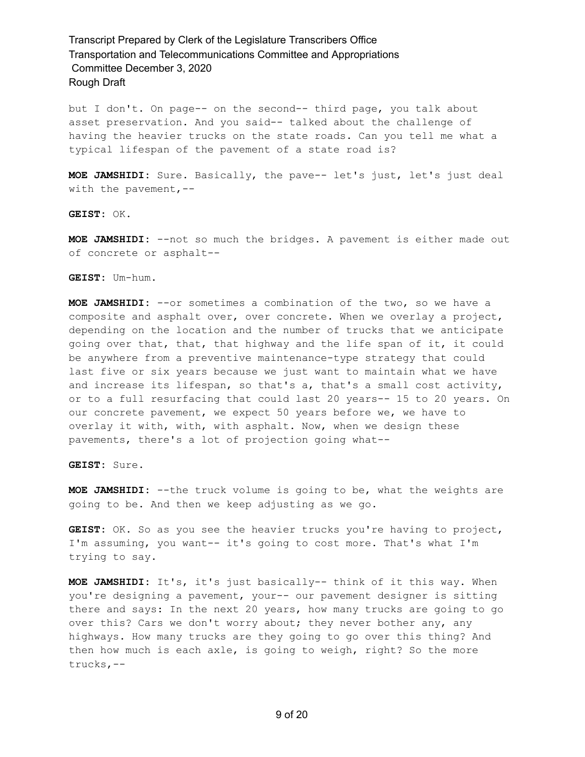but I don't. On page-- on the second-- third page, you talk about asset preservation. And you said-- talked about the challenge of having the heavier trucks on the state roads. Can you tell me what a typical lifespan of the pavement of a state road is?

**MOE JAMSHIDI:** Sure. Basically, the pave-- let's just, let's just deal with the pavement,--

**GEIST:** OK.

**MOE JAMSHIDI:** --not so much the bridges. A pavement is either made out of concrete or asphalt--

**GEIST:** Um-hum.

**MOE JAMSHIDI:** --or sometimes a combination of the two, so we have a composite and asphalt over, over concrete. When we overlay a project, depending on the location and the number of trucks that we anticipate going over that, that, that highway and the life span of it, it could be anywhere from a preventive maintenance-type strategy that could last five or six years because we just want to maintain what we have and increase its lifespan, so that's a, that's a small cost activity, or to a full resurfacing that could last 20 years-- 15 to 20 years. On our concrete pavement, we expect 50 years before we, we have to overlay it with, with, with asphalt. Now, when we design these pavements, there's a lot of projection going what--

**GEIST:** Sure.

**MOE JAMSHIDI:** --the truck volume is going to be, what the weights are going to be. And then we keep adjusting as we go.

**GEIST:** OK. So as you see the heavier trucks you're having to project, I'm assuming, you want-- it's going to cost more. That's what I'm trying to say.

**MOE JAMSHIDI:** It's, it's just basically-- think of it this way. When you're designing a pavement, your-- our pavement designer is sitting there and says: In the next 20 years, how many trucks are going to go over this? Cars we don't worry about; they never bother any, any highways. How many trucks are they going to go over this thing? And then how much is each axle, is going to weigh, right? So the more trucks,--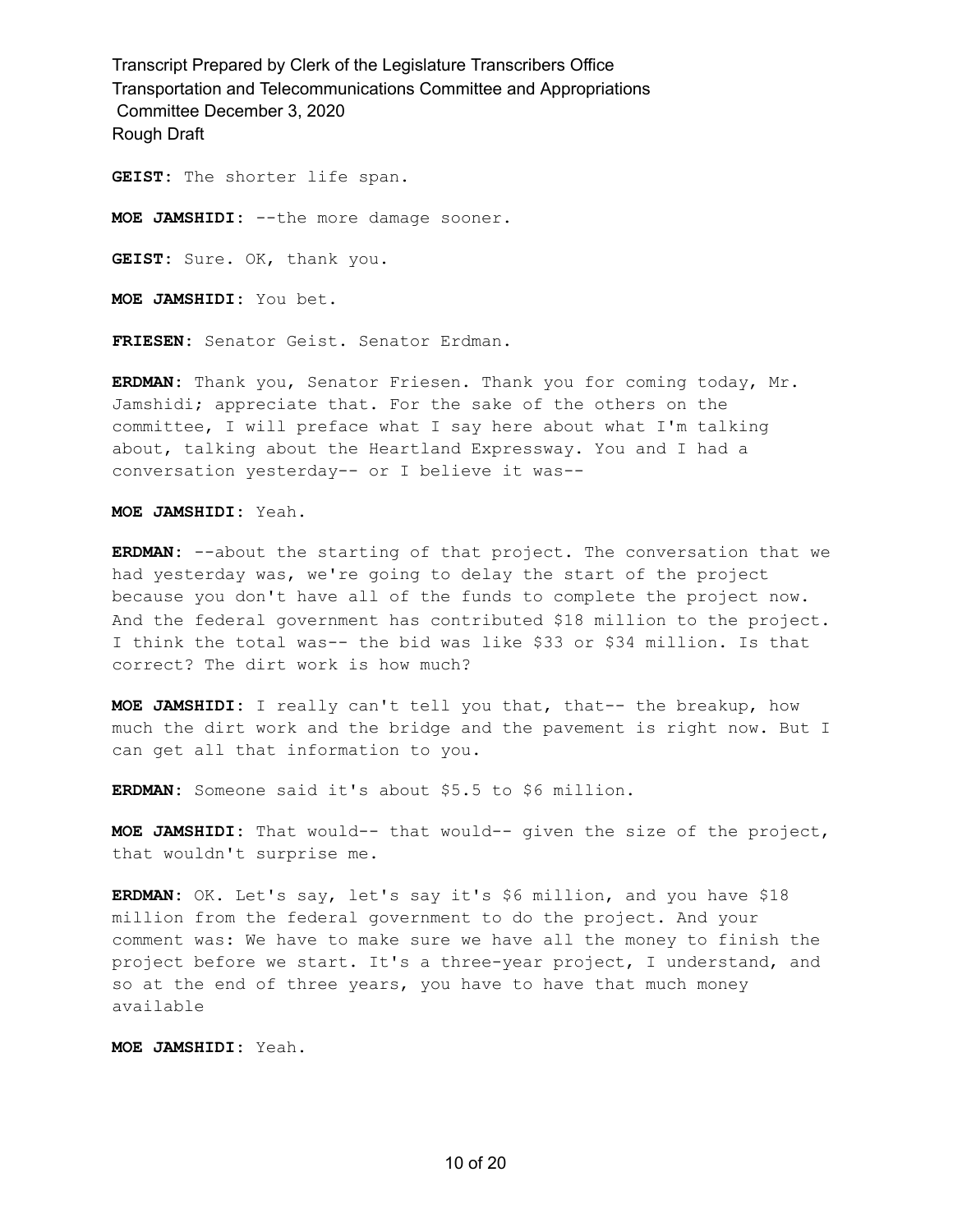**GEIST:** The shorter life span.

**MOE JAMSHIDI:** --the more damage sooner.

**GEIST:** Sure. OK, thank you.

**MOE JAMSHIDI:** You bet.

**FRIESEN:** Senator Geist. Senator Erdman.

**ERDMAN:** Thank you, Senator Friesen. Thank you for coming today, Mr. Jamshidi; appreciate that. For the sake of the others on the committee, I will preface what I say here about what I'm talking about, talking about the Heartland Expressway. You and I had a conversation yesterday-- or I believe it was--

**MOE JAMSHIDI:** Yeah.

**ERDMAN:** --about the starting of that project. The conversation that we had yesterday was, we're going to delay the start of the project because you don't have all of the funds to complete the project now. And the federal government has contributed $18 million to the project. I think the total was-- the bid was like $33 or $34 million. Is that correct? The dirt work is how much?

**MOE JAMSHIDI:** I really can't tell you that, that-- the breakup, how much the dirt work and the bridge and the pavement is right now. But I can get all that information to you.

**ERDMAN:** Someone said it's about $5.5 to $6 million.

**MOE JAMSHIDI:** That would-- that would-- given the size of the project, that wouldn't surprise me.

**ERDMAN:** OK. Let's say, let's say it's $6 million, and you have $18 million from the federal government to do the project. And your comment was: We have to make sure we have all the money to finish the project before we start. It's a three-year project, I understand, and so at the end of three years, you have to have that much money available

**MOE JAMSHIDI:** Yeah.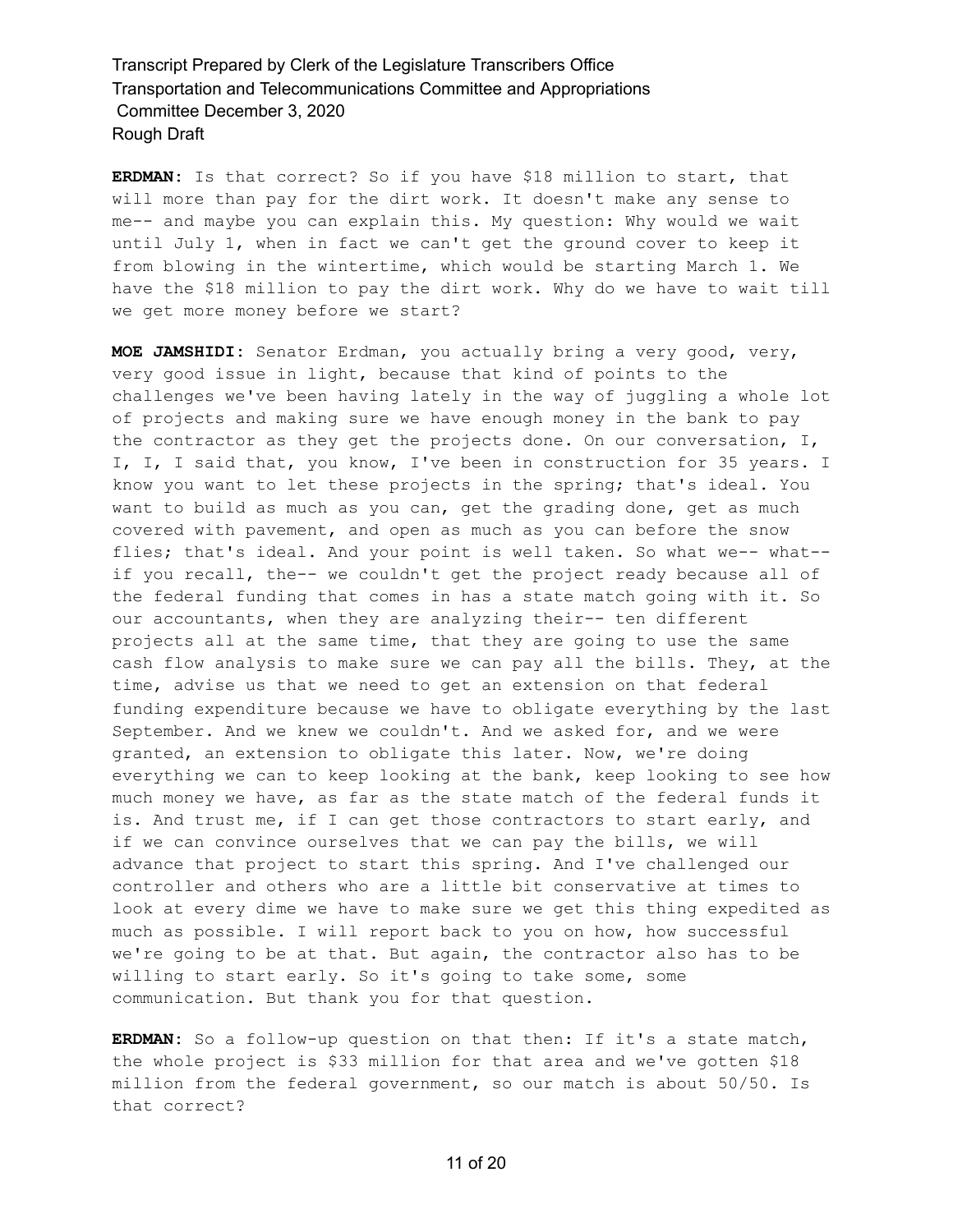**ERDMAN:** Is that correct? So if you have $18 million to start, that will more than pay for the dirt work. It doesn't make any sense to me-- and maybe you can explain this. My question: Why would we wait until July 1, when in fact we can't get the ground cover to keep it from blowing in the wintertime, which would be starting March 1. We have the $18 million to pay the dirt work. Why do we have to wait till we get more money before we start?

**MOE JAMSHIDI:** Senator Erdman, you actually bring a very good, very, very good issue in light, because that kind of points to the challenges we've been having lately in the way of juggling a whole lot of projects and making sure we have enough money in the bank to pay the contractor as they get the projects done. On our conversation, I, I, I, I said that, you know, I've been in construction for 35 years. I know you want to let these projects in the spring; that's ideal. You want to build as much as you can, get the grading done, get as much covered with pavement, and open as much as you can before the snow flies; that's ideal. And your point is well taken. So what we-- what-- if you recall, the-- we couldn't get the project ready because all of the federal funding that comes in has a state match going with it. So our accountants, when they are analyzing their-- ten different projects all at the same time, that they are going to use the same cash flow analysis to make sure we can pay all the bills. They, at the time, advise us that we need to get an extension on that federal funding expenditure because we have to obligate everything by the last September. And we knew we couldn't. And we asked for, and we were granted, an extension to obligate this later. Now, we're doing everything we can to keep looking at the bank, keep looking to see how much money we have, as far as the state match of the federal funds it is. And trust me, if I can get those contractors to start early, and if we can convince ourselves that we can pay the bills, we will advance that project to start this spring. And I've challenged our controller and others who are a little bit conservative at times to look at every dime we have to make sure we get this thing expedited as much as possible. I will report back to you on how, how successful we're going to be at that. But again, the contractor also has to be willing to start early. So it's going to take some, some communication. But thank you for that question.

**ERDMAN:** So a follow-up question on that then: If it's a state match, the whole project is $33 million for that area and we've gotten $18 million from the federal government, so our match is about 50/50. Is that correct?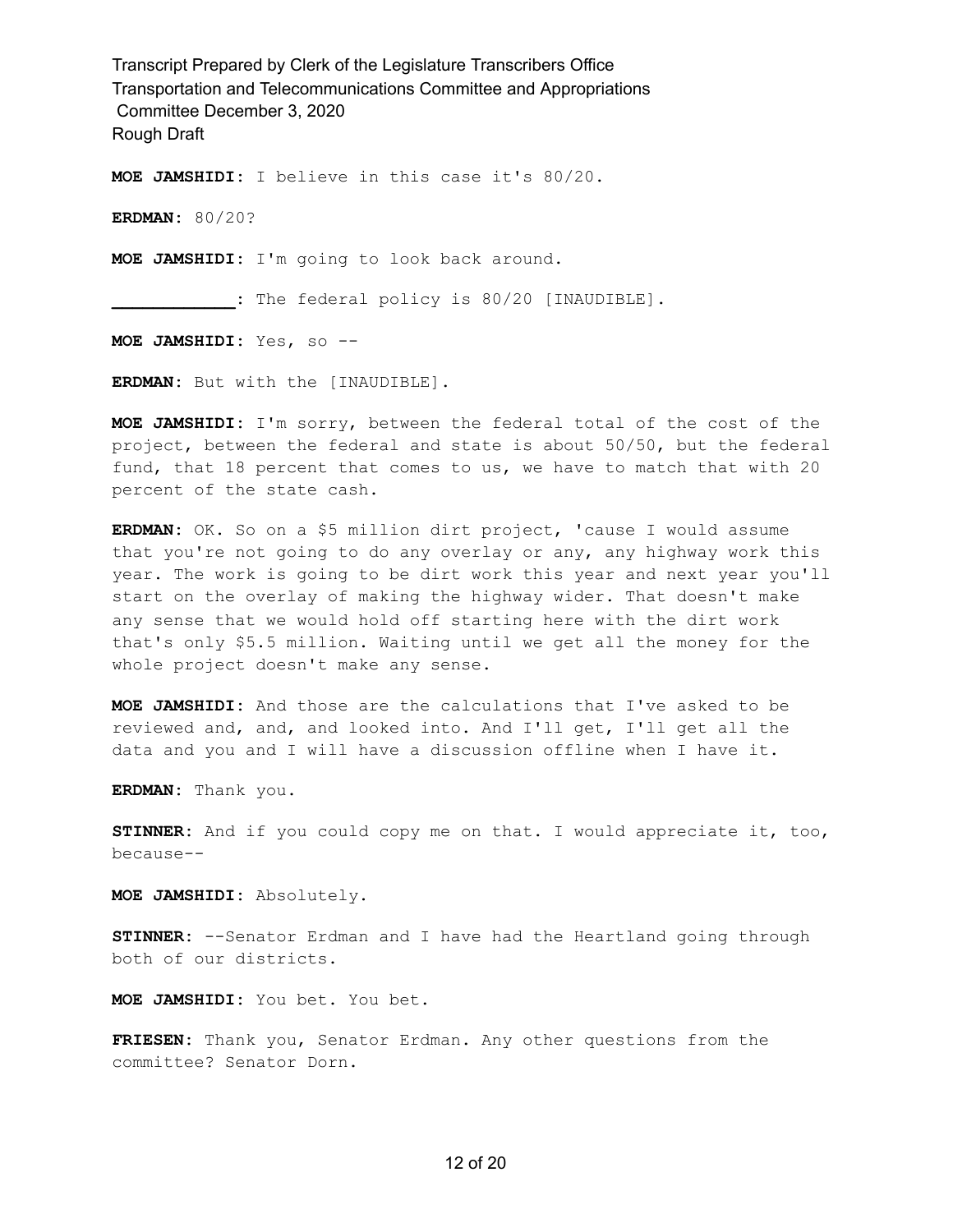**MOE JAMSHIDI:** I believe in this case it's 80/20.

**ERDMAN:** 80/20?

**MOE JAMSHIDI:** I'm going to look back around.

**____________:** The federal policy is 80/20 [INAUDIBLE].

**MOE JAMSHIDI:** Yes, so --

**ERDMAN:** But with the [INAUDIBLE].

**MOE JAMSHIDI:** I'm sorry, between the federal total of the cost of the project, between the federal and state is about 50/50, but the federal fund, that 18 percent that comes to us, we have to match that with 20 percent of the state cash.

**ERDMAN:** OK. So on a $5 million dirt project, 'cause I would assume that you're not going to do any overlay or any, any highway work this year. The work is going to be dirt work this year and next year you'll start on the overlay of making the highway wider. That doesn't make any sense that we would hold off starting here with the dirt work that's only $5.5 million. Waiting until we get all the money for the whole project doesn't make any sense.

**MOE JAMSHIDI:** And those are the calculations that I've asked to be reviewed and, and, and looked into. And I'll get, I'll get all the data and you and I will have a discussion offline when I have it.

**ERDMAN:** Thank you.

**STINNER:** And if you could copy me on that. I would appreciate it, too, because--

**MOE JAMSHIDI:** Absolutely.

**STINNER:** --Senator Erdman and I have had the Heartland going through both of our districts.

**MOE JAMSHIDI:** You bet. You bet.

**FRIESEN:** Thank you, Senator Erdman. Any other questions from the committee? Senator Dorn.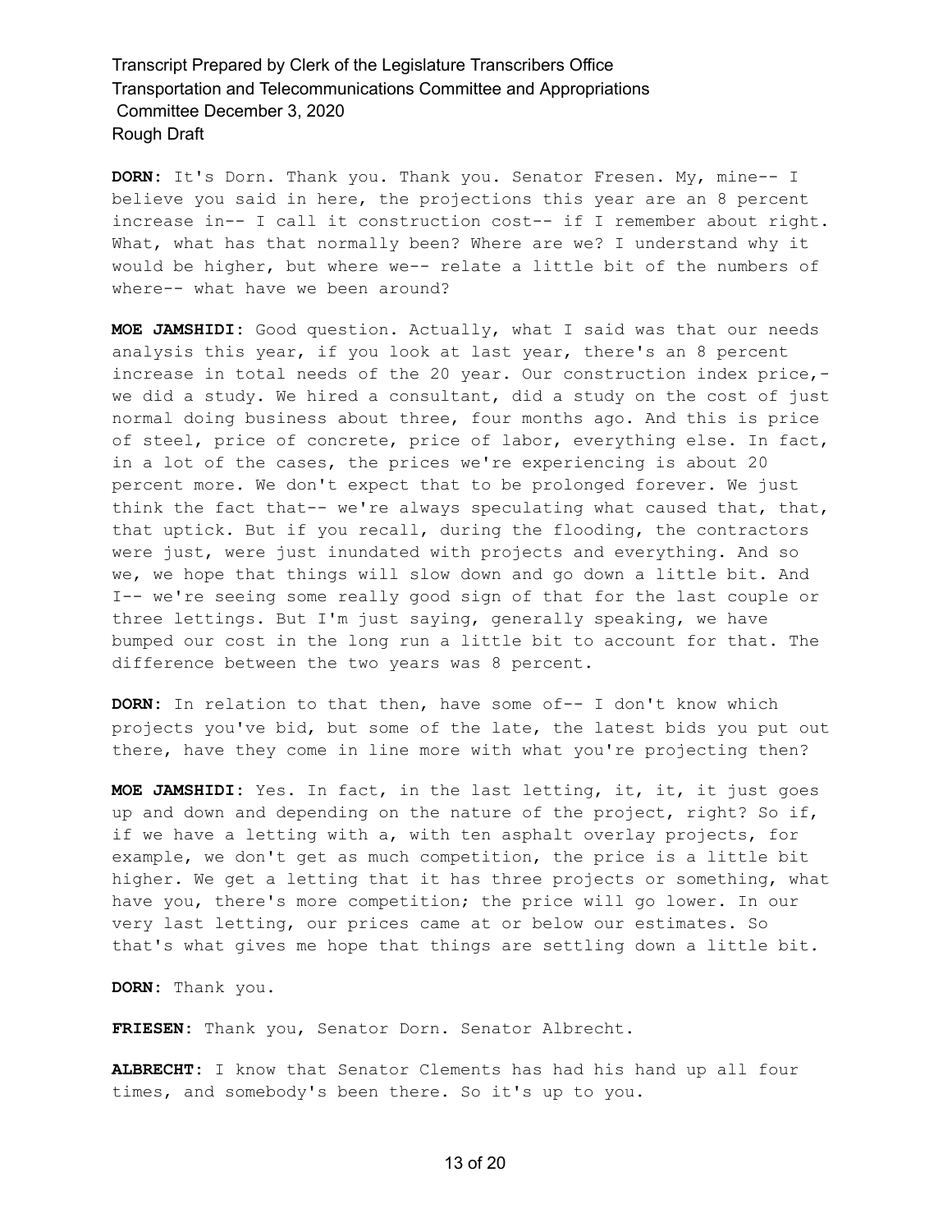**DORN:** It's Dorn. Thank you. Thank you. Senator Fresen. My, mine-- I believe you said in here, the projections this year are an 8 percent increase in-- I call it construction cost-- if I remember about right. What, what has that normally been? Where are we? I understand why it would be higher, but where we-- relate a little bit of the numbers of where-- what have we been around?

**MOE JAMSHIDI:** Good question. Actually, what I said was that our needs analysis this year, if you look at last year, there's an 8 percent increase in total needs of the 20 year. Our construction index price,- we did a study. We hired a consultant, did a study on the cost of just normal doing business about three, four months ago. And this is price of steel, price of concrete, price of labor, everything else. In fact, in a lot of the cases, the prices we're experiencing is about 20 percent more. We don't expect that to be prolonged forever. We just think the fact that-- we're always speculating what caused that, that, that uptick. But if you recall, during the flooding, the contractors were just, were just inundated with projects and everything. And so we, we hope that things will slow down and go down a little bit. And I-- we're seeing some really good sign of that for the last couple or three lettings. But I'm just saying, generally speaking, we have bumped our cost in the long run a little bit to account for that. The difference between the two years was 8 percent.

**DORN:** In relation to that then, have some of-- I don't know which projects you've bid, but some of the late, the latest bids you put out there, have they come in line more with what you're projecting then?

**MOE JAMSHIDI:** Yes. In fact, in the last letting, it, it, it just goes up and down and depending on the nature of the project, right? So if, if we have a letting with a, with ten asphalt overlay projects, for example, we don't get as much competition, the price is a little bit higher. We get a letting that it has three projects or something, what have you, there's more competition; the price will go lower. In our very last letting, our prices came at or below our estimates. So that's what gives me hope that things are settling down a little bit.

**DORN:** Thank you.

**FRIESEN:** Thank you, Senator Dorn. Senator Albrecht.

**ALBRECHT:** I know that Senator Clements has had his hand up all four times, and somebody's been there. So it's up to you.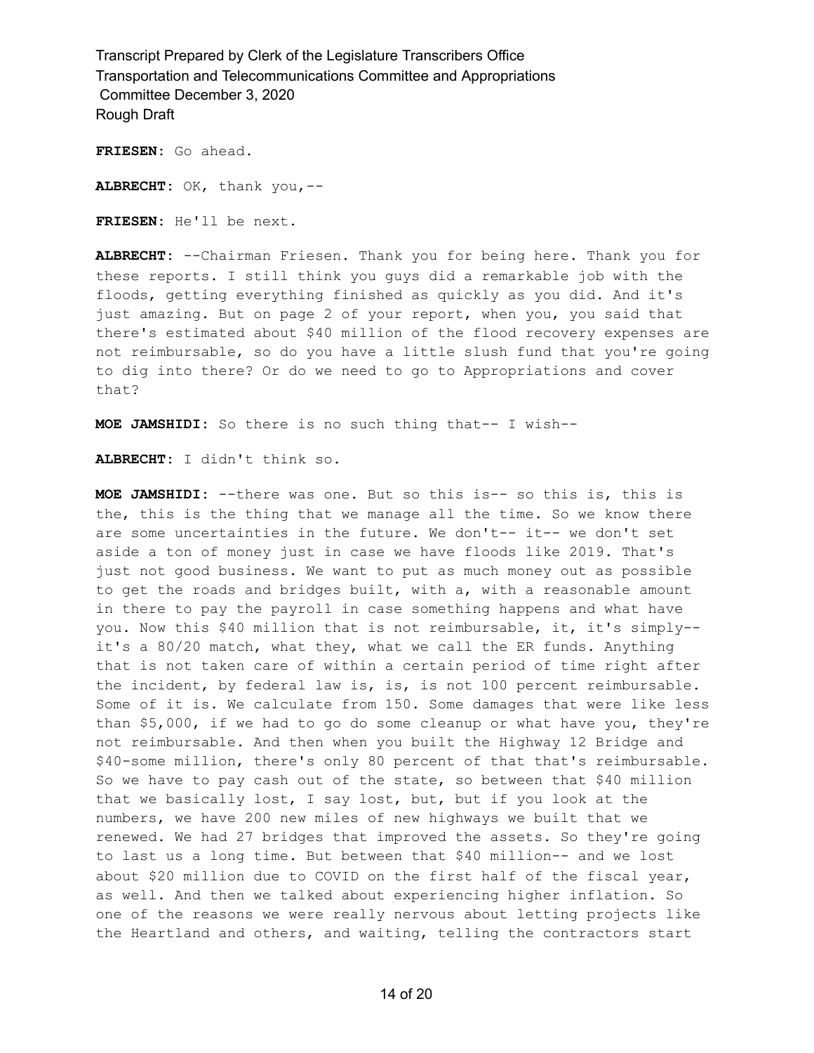**FRIESEN:** Go ahead.

**ALBRECHT:** OK, thank you,--

**FRIESEN:** He'll be next.

**ALBRECHT:** --Chairman Friesen. Thank you for being here. Thank you for these reports. I still think you guys did a remarkable job with the floods, getting everything finished as quickly as you did. And it's just amazing. But on page 2 of your report, when you, you said that there's estimated about $40 million of the flood recovery expenses are not reimbursable, so do you have a little slush fund that you're going to dig into there? Or do we need to go to Appropriations and cover that?

**MOE JAMSHIDI:** So there is no such thing that-- I wish--

**ALBRECHT:** I didn't think so.

**MOE JAMSHIDI:** --there was one. But so this is-- so this is, this is the, this is the thing that we manage all the time. So we know there are some uncertainties in the future. We don't-- it-- we don't set aside a ton of money just in case we have floods like 2019. That's just not good business. We want to put as much money out as possible to get the roads and bridges built, with a, with a reasonable amount in there to pay the payroll in case something happens and what have you. Now this $40 million that is not reimbursable, it, it's simply-- it's a 80/20 match, what they, what we call the ER funds. Anything that is not taken care of within a certain period of time right after the incident, by federal law is, is, is not 100 percent reimbursable. Some of it is. We calculate from 150. Some damages that were like less than $5,000, if we had to go do some cleanup or what have you, they're not reimbursable. And then when you built the Highway 12 Bridge and $40-some million, there's only 80 percent of that that's reimbursable. So we have to pay cash out of the state, so between that $40 million that we basically lost, I say lost, but, but if you look at the numbers, we have 200 new miles of new highways we built that we renewed. We had 27 bridges that improved the assets. So they're going to last us a long time. But between that $40 million-- and we lost about $20 million due to COVID on the first half of the fiscal year, as well. And then we talked about experiencing higher inflation. So one of the reasons we were really nervous about letting projects like the Heartland and others, and waiting, telling the contractors start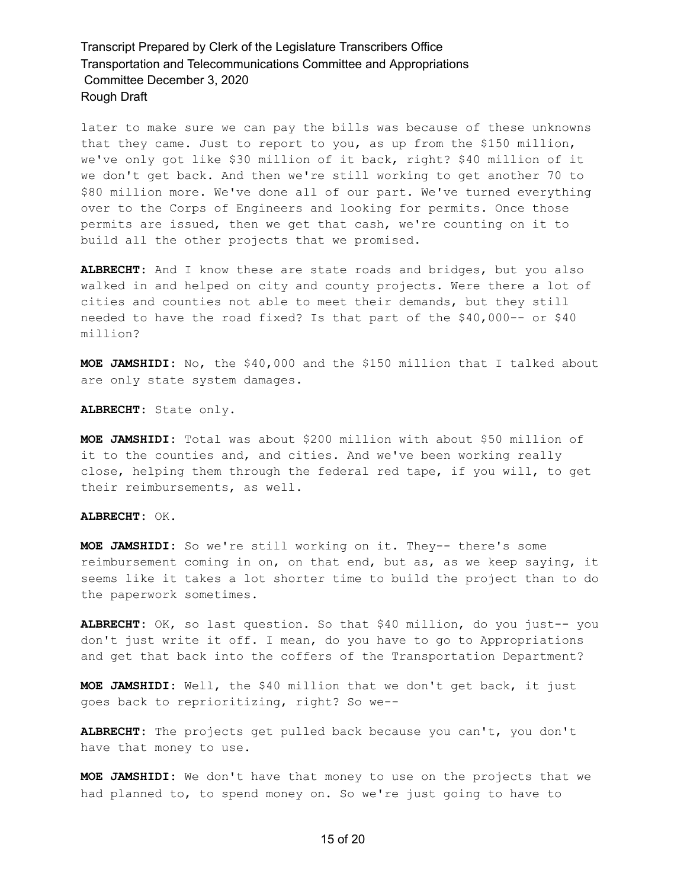later to make sure we can pay the bills was because of these unknowns that they came. Just to report to you, as up from the $150 million, we've only got like $30 million of it back, right? $40 million of it we don't get back. And then we're still working to get another 70 to $80 million more. We've done all of our part. We've turned everything over to the Corps of Engineers and looking for permits. Once those permits are issued, then we get that cash, we're counting on it to build all the other projects that we promised.

**ALBRECHT:** And I know these are state roads and bridges, but you also walked in and helped on city and county projects. Were there a lot of cities and counties not able to meet their demands, but they still needed to have the road fixed? Is that part of the $40,000-- or $40 million?

**MOE JAMSHIDI:** No, the $40,000 and the $150 million that I talked about are only state system damages.

**ALBRECHT:** State only.

**MOE JAMSHIDI:** Total was about $200 million with about $50 million of it to the counties and, and cities. And we've been working really close, helping them through the federal red tape, if you will, to get their reimbursements, as well.

**ALBRECHT:** OK.

**MOE JAMSHIDI:** So we're still working on it. They-- there's some reimbursement coming in on, on that end, but as, as we keep saying, it seems like it takes a lot shorter time to build the project than to do the paperwork sometimes.

**ALBRECHT:** OK, so last question. So that $40 million, do you just-- you don't just write it off. I mean, do you have to go to Appropriations and get that back into the coffers of the Transportation Department?

**MOE JAMSHIDI:** Well, the $40 million that we don't get back, it just goes back to reprioritizing, right? So we--

**ALBRECHT:** The projects get pulled back because you can't, you don't have that money to use.

**MOE JAMSHIDI:** We don't have that money to use on the projects that we had planned to, to spend money on. So we're just going to have to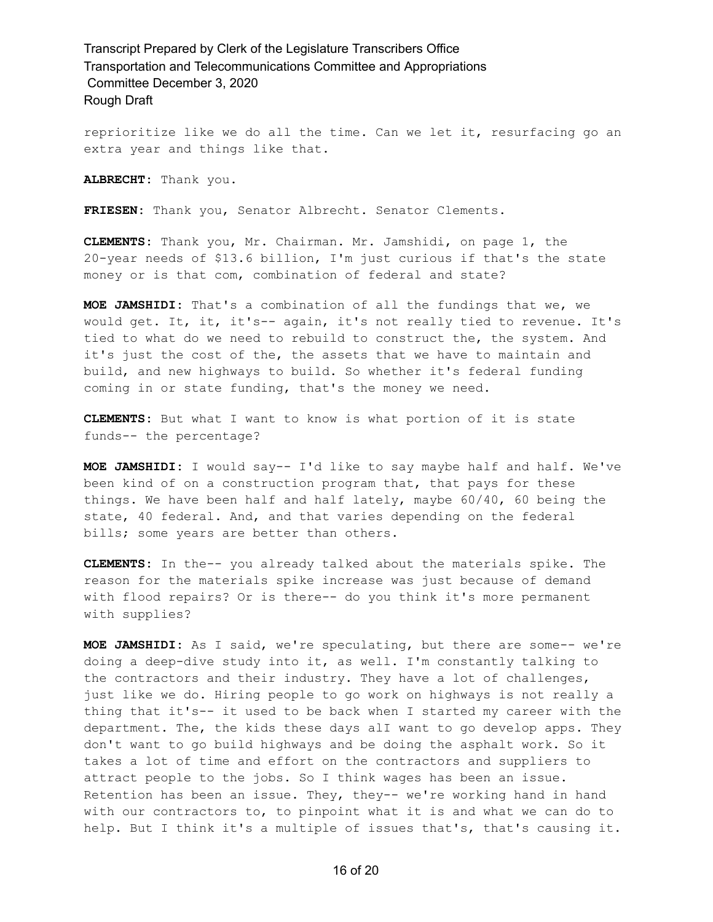reprioritize like we do all the time. Can we let it, resurfacing go an extra year and things like that.

**ALBRECHT:** Thank you.

**FRIESEN:** Thank you, Senator Albrecht. Senator Clements.

**CLEMENTS:** Thank you, Mr. Chairman. Mr. Jamshidi, on page 1, the 20-year needs of $13.6 billion, I'm just curious if that's the state money or is that com, combination of federal and state?

**MOE JAMSHIDI:** That's a combination of all the fundings that we, we would get. It, it, it's-- again, it's not really tied to revenue. It's tied to what do we need to rebuild to construct the, the system. And it's just the cost of the, the assets that we have to maintain and build, and new highways to build. So whether it's federal funding coming in or state funding, that's the money we need.

**CLEMENTS:** But what I want to know is what portion of it is state funds-- the percentage?

**MOE JAMSHIDI:** I would say-- I'd like to say maybe half and half. We've been kind of on a construction program that, that pays for these things. We have been half and half lately, maybe 60/40, 60 being the state, 40 federal. And, and that varies depending on the federal bills; some years are better than others.

**CLEMENTS:** In the-- you already talked about the materials spike. The reason for the materials spike increase was just because of demand with flood repairs? Or is there-- do you think it's more permanent with supplies?

**MOE JAMSHIDI:** As I said, we're speculating, but there are some-- we're doing a deep-dive study into it, as well. I'm constantly talking to the contractors and their industry. They have a lot of challenges, just like we do. Hiring people to go work on highways is not really a thing that it's-- it used to be back when I started my career with the department. The, the kids these days alI want to go develop apps. They don't want to go build highways and be doing the asphalt work. So it takes a lot of time and effort on the contractors and suppliers to attract people to the jobs. So I think wages has been an issue. Retention has been an issue. They, they-- we're working hand in hand with our contractors to, to pinpoint what it is and what we can do to help. But I think it's a multiple of issues that's, that's causing it.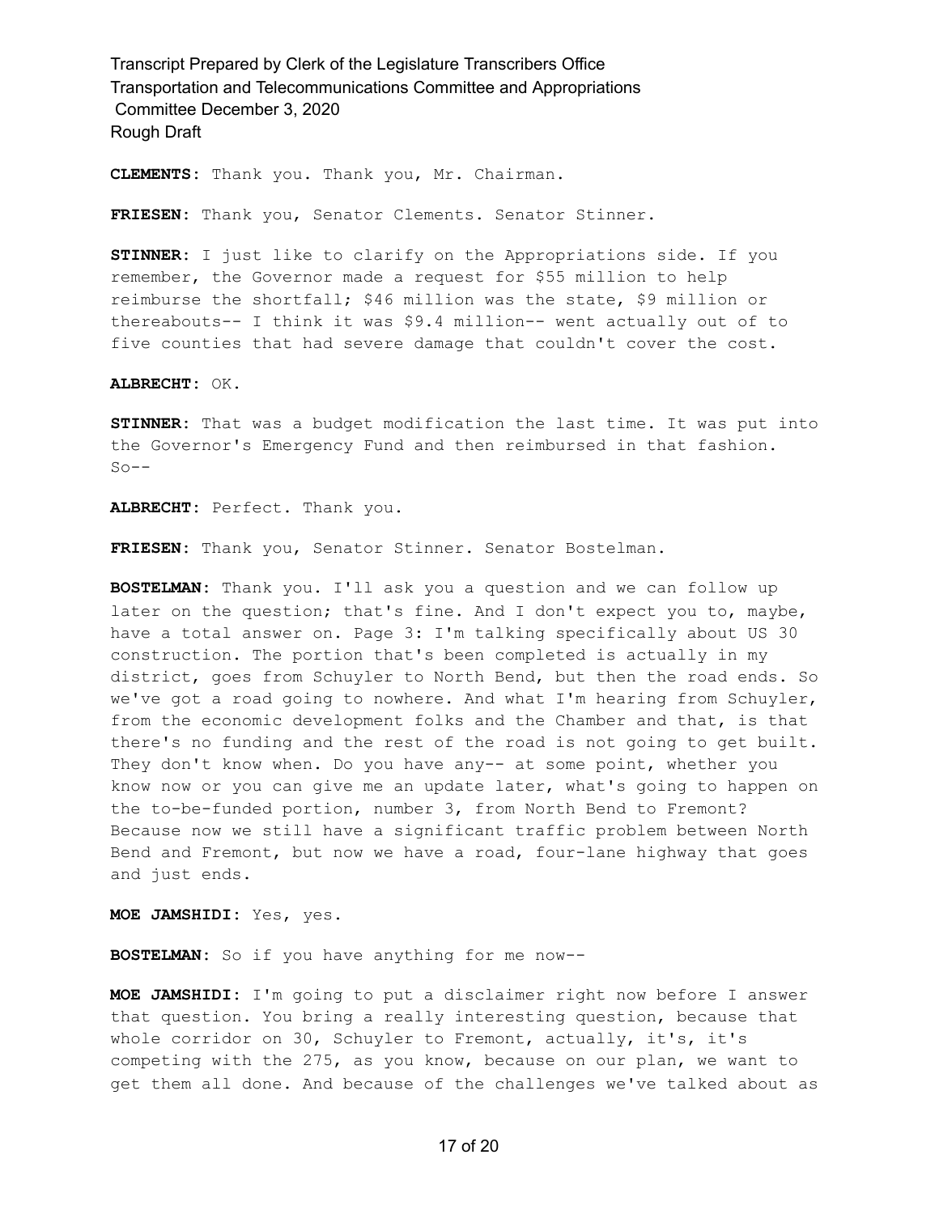**CLEMENTS:** Thank you. Thank you, Mr. Chairman.

**FRIESEN:** Thank you, Senator Clements. Senator Stinner.

**STINNER:** I just like to clarify on the Appropriations side. If you remember, the Governor made a request for $55 million to help reimburse the shortfall; $46 million was the state, $9 million or thereabouts-- I think it was $9.4 million-- went actually out of to five counties that had severe damage that couldn't cover the cost.

**ALBRECHT:** OK.

**STINNER:** That was a budget modification the last time. It was put into the Governor's Emergency Fund and then reimbursed in that fashion. So--

**ALBRECHT:** Perfect. Thank you.

**FRIESEN:** Thank you, Senator Stinner. Senator Bostelman.

**BOSTELMAN:** Thank you. I'll ask you a question and we can follow up later on the question; that's fine. And I don't expect you to, maybe, have a total answer on. Page 3: I'm talking specifically about US 30 construction. The portion that's been completed is actually in my district, goes from Schuyler to North Bend, but then the road ends. So we've got a road going to nowhere. And what I'm hearing from Schuyler, from the economic development folks and the Chamber and that, is that there's no funding and the rest of the road is not going to get built. They don't know when. Do you have any-- at some point, whether you know now or you can give me an update later, what's going to happen on the to-be-funded portion, number 3, from North Bend to Fremont? Because now we still have a significant traffic problem between North Bend and Fremont, but now we have a road, four-lane highway that goes and just ends.

**MOE JAMSHIDI:** Yes, yes.

**BOSTELMAN:** So if you have anything for me now--

**MOE JAMSHIDI:** I'm going to put a disclaimer right now before I answer that question. You bring a really interesting question, because that whole corridor on 30, Schuyler to Fremont, actually, it's, it's competing with the 275, as you know, because on our plan, we want to get them all done. And because of the challenges we've talked about as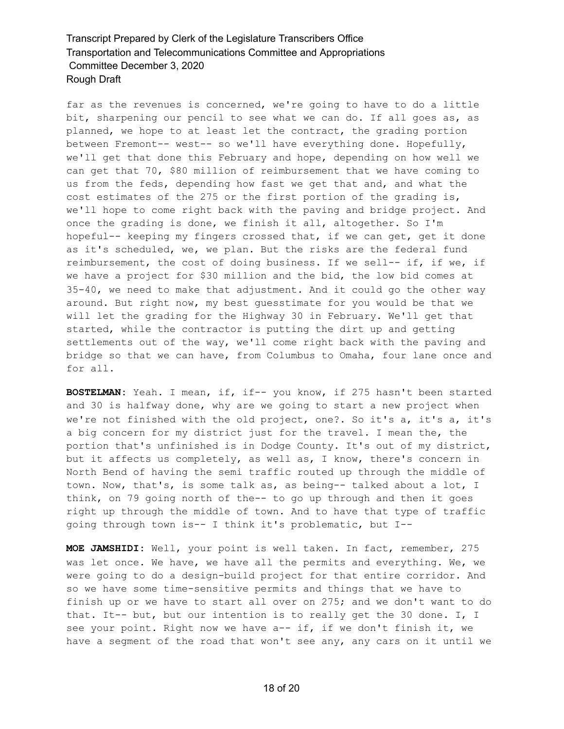far as the revenues is concerned, we're going to have to do a little bit, sharpening our pencil to see what we can do. If all goes as, as planned, we hope to at least let the contract, the grading portion between Fremont-- west-- so we'll have everything done. Hopefully, we'll get that done this February and hope, depending on how well we can get that 70, $80 million of reimbursement that we have coming to us from the feds, depending how fast we get that and, and what the cost estimates of the 275 or the first portion of the grading is, we'll hope to come right back with the paving and bridge project. And once the grading is done, we finish it all, altogether. So I'm hopeful-- keeping my fingers crossed that, if we can get, get it done as it's scheduled, we, we plan. But the risks are the federal fund reimbursement, the cost of doing business. If we sell-- if, if we, if we have a project for $30 million and the bid, the low bid comes at 35-40, we need to make that adjustment. And it could go the other way around. But right now, my best guesstimate for you would be that we will let the grading for the Highway 30 in February. We'll get that started, while the contractor is putting the dirt up and getting settlements out of the way, we'll come right back with the paving and bridge so that we can have, from Columbus to Omaha, four lane once and for all.

**BOSTELMAN:** Yeah. I mean, if, if-- you know, if 275 hasn't been started and 30 is halfway done, why are we going to start a new project when we're not finished with the old project, one?. So it's a, it's a, it's a big concern for my district just for the travel. I mean the, the portion that's unfinished is in Dodge County. It's out of my district, but it affects us completely, as well as, I know, there's concern in North Bend of having the semi traffic routed up through the middle of town. Now, that's, is some talk as, as being-- talked about a lot, I think, on 79 going north of the-- to go up through and then it goes right up through the middle of town. And to have that type of traffic going through town is-- I think it's problematic, but I--

**MOE JAMSHIDI:** Well, your point is well taken. In fact, remember, 275 was let once. We have, we have all the permits and everything. We, we were going to do a design-build project for that entire corridor. And so we have some time-sensitive permits and things that we have to finish up or we have to start all over on 275; and we don't want to do that. It-- but, but our intention is to really get the 30 done. I, I see your point. Right now we have a-- if, if we don't finish it, we have a segment of the road that won't see any, any cars on it until we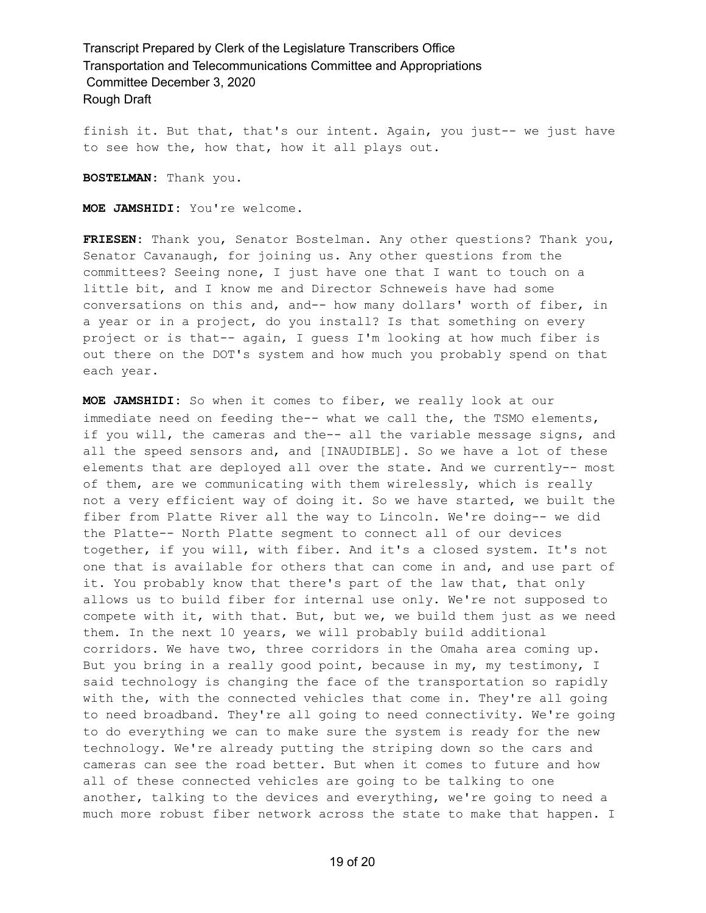finish it. But that, that's our intent. Again, you just-- we just have to see how the, how that, how it all plays out.

**BOSTELMAN:** Thank you.

**MOE JAMSHIDI:** You're welcome.

**FRIESEN:** Thank you, Senator Bostelman. Any other questions? Thank you, Senator Cavanaugh, for joining us. Any other questions from the committees? Seeing none, I just have one that I want to touch on a little bit, and I know me and Director Schneweis have had some conversations on this and, and-- how many dollars' worth of fiber, in a year or in a project, do you install? Is that something on every project or is that-- again, I guess I'm looking at how much fiber is out there on the DOT's system and how much you probably spend on that each year.

**MOE JAMSHIDI:** So when it comes to fiber, we really look at our immediate need on feeding the-- what we call the, the TSMO elements, if you will, the cameras and the-- all the variable message signs, and all the speed sensors and, and [INAUDIBLE]. So we have a lot of these elements that are deployed all over the state. And we currently-- most of them, are we communicating with them wirelessly, which is really not a very efficient way of doing it. So we have started, we built the fiber from Platte River all the way to Lincoln. We're doing-- we did the Platte-- North Platte segment to connect all of our devices together, if you will, with fiber. And it's a closed system. It's not one that is available for others that can come in and, and use part of it. You probably know that there's part of the law that, that only allows us to build fiber for internal use only. We're not supposed to compete with it, with that. But, but we, we build them just as we need them. In the next 10 years, we will probably build additional corridors. We have two, three corridors in the Omaha area coming up. But you bring in a really good point, because in my, my testimony, I said technology is changing the face of the transportation so rapidly with the, with the connected vehicles that come in. They're all going to need broadband. They're all going to need connectivity. We're going to do everything we can to make sure the system is ready for the new technology. We're already putting the striping down so the cars and cameras can see the road better. But when it comes to future and how all of these connected vehicles are going to be talking to one another, talking to the devices and everything, we're going to need a much more robust fiber network across the state to make that happen. I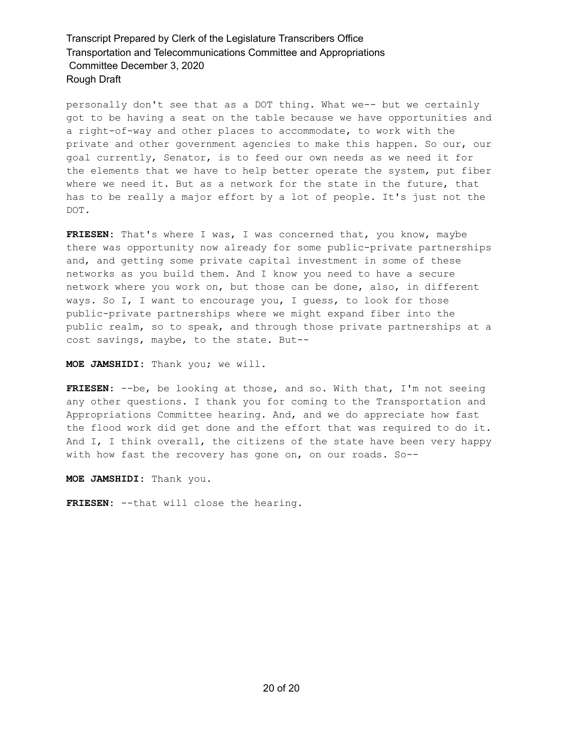personally don't see that as a DOT thing. What we-- but we certainly got to be having a seat on the table because we have opportunities and a right-of-way and other places to accommodate, to work with the private and other government agencies to make this happen. So our, our goal currently, Senator, is to feed our own needs as we need it for the elements that we have to help better operate the system, put fiber where we need it. But as a network for the state in the future, that has to be really a major effort by a lot of people. It's just not the DOT.

**FRIESEN:** That's where I was, I was concerned that, you know, maybe there was opportunity now already for some public-private partnerships and, and getting some private capital investment in some of these networks as you build them. And I know you need to have a secure network where you work on, but those can be done, also, in different ways. So I, I want to encourage you, I guess, to look for those public-private partnerships where we might expand fiber into the public realm, so to speak, and through those private partnerships at a cost savings, maybe, to the state. But--

**MOE JAMSHIDI:** Thank you; we will.

**FRIESEN:** --be, be looking at those, and so. With that, I'm not seeing any other questions. I thank you for coming to the Transportation and Appropriations Committee hearing. And, and we do appreciate how fast the flood work did get done and the effort that was required to do it. And I, I think overall, the citizens of the state have been very happy with how fast the recovery has gone on, on our roads. So--

**MOE JAMSHIDI:** Thank you.

**FRIESEN:** --that will close the hearing.